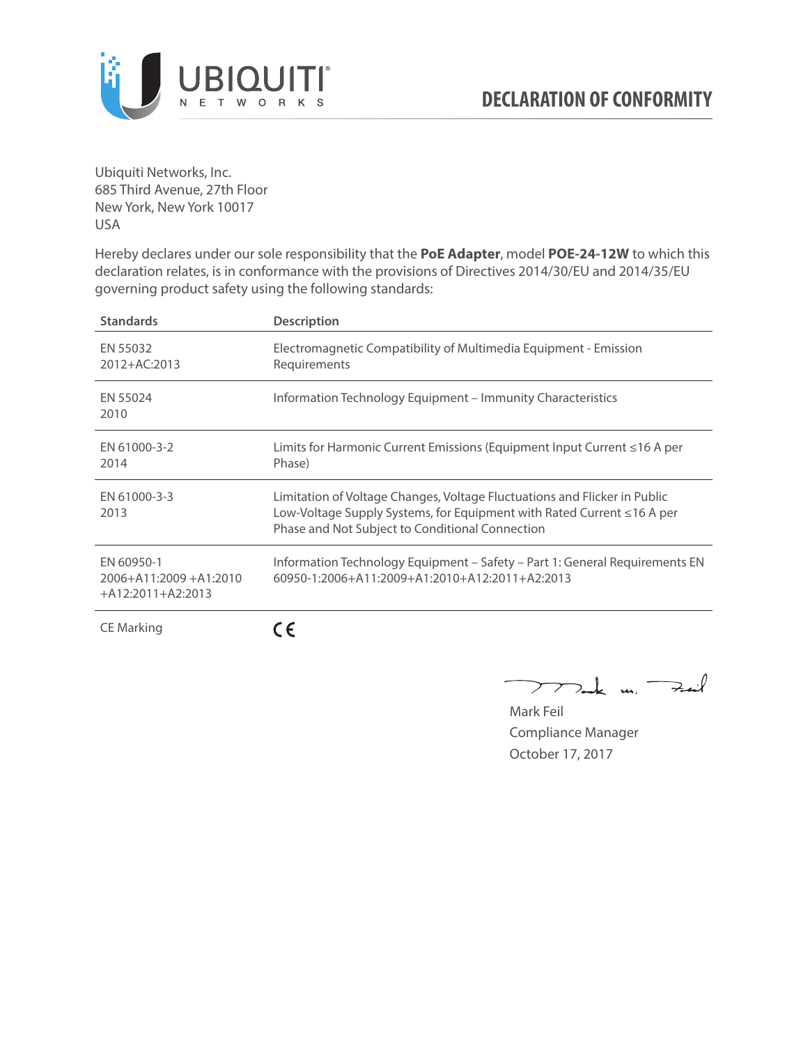UBIQUITI NETWORKS

# DECLARATION OF CONFORMITY

Ubiquiti Networks, Inc.
685 Third Avenue, 27th Floor
New York, New York 10017
USA

Hereby declares under our sole responsibility that the **PoE Adapter**, model **POE-24-12W** to which this declaration relates, is in conformance with the provisions of Directives 2014/30/EU and 2014/35/EU governing product safety using the following standards:

| Standards | Description |
|---|---|
| EN 55032 2012+AC:2013 | Electromagnetic Compatibility of Multimedia Equipment - Emission Requirements |
| EN 55024 2010 | Information Technology Equipment – Immunity Characteristics |
| EN 61000-3-2 2014 | Limits for Harmonic Current Emissions (Equipment Input Current ≤16 A per Phase) |
| EN 61000-3-3 2013 | Limitation of Voltage Changes, Voltage Fluctuations and Flicker in Public Low-Voltage Supply Systems, for Equipment with Rated Current ≤16 A per Phase and Not Subject to Conditional Connection |
| EN 60950-1 2006+A11:2009 +A1:2010 +A12:2011+A2:2013 | Information Technology Equipment – Safety – Part 1: General Requirements EN 60950-1:2006+A11:2009+A1:2010+A12:2011+A2:2013 |
| CE Marking | CE |

Mark Feil
Compliance Manager
October 17, 2017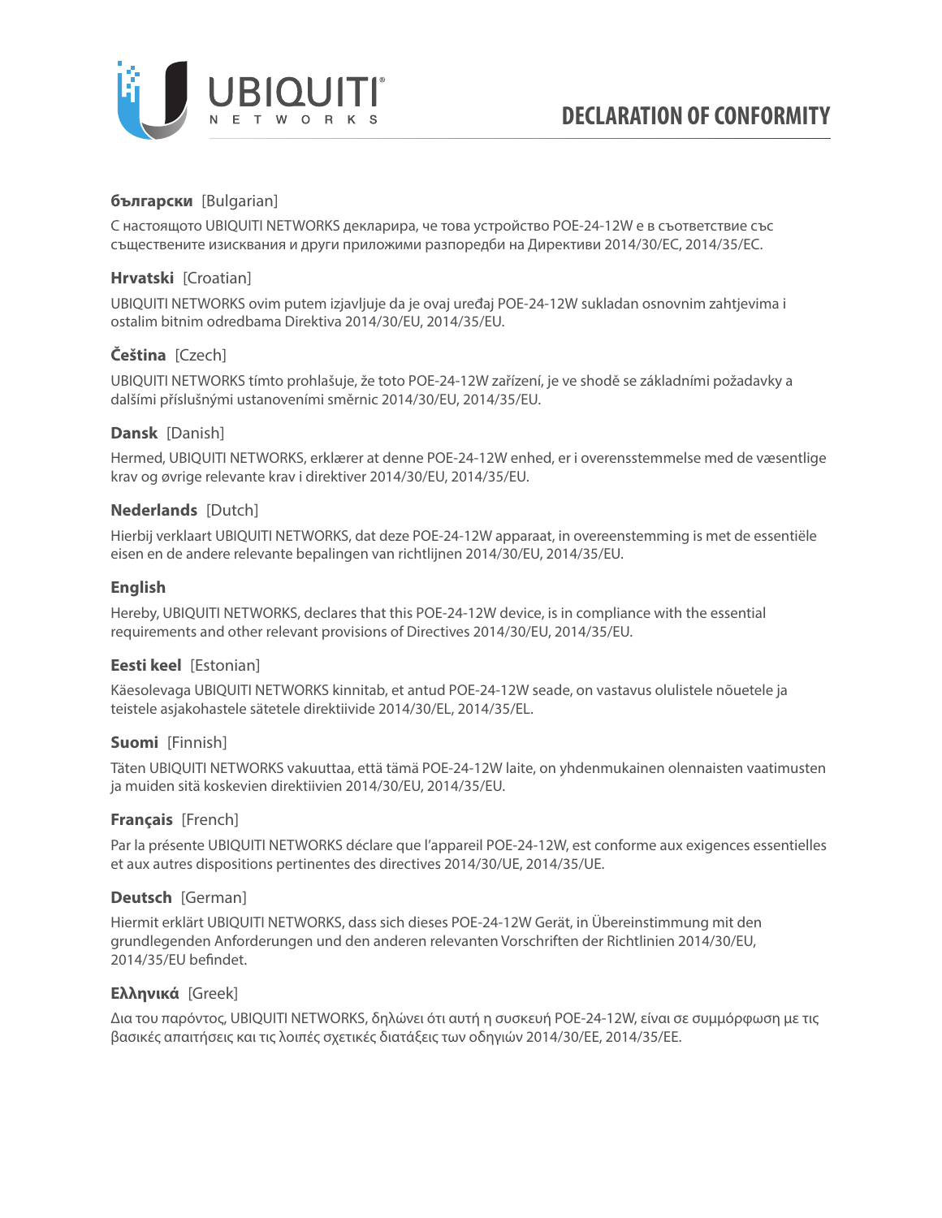# DECLARATION OF CONFORMITY

**български** [Bulgarian]

С настоящото UBIQUITI NETWORKS декларира, че това устройство POE-24-12W е в съответствие със съществените изисквания и други приложими разпоредби на Директиви 2014/30/ЕС, 2014/35/ЕС.

**Hrvatski** [Croatian]

UBIQUITI NETWORKS ovim putem izjavljuje da je ovaj uređaj POE-24-12W sukladan osnovnim zahtjevima i ostalim bitnim odredbama Direktiva 2014/30/EU, 2014/35/EU.

**Čeština** [Czech]

UBIQUITI NETWORKS tímto prohlašuje, že toto POE-24-12W zařízení, je ve shodě se základními požadavky a dalšími příslušnými ustanoveními směrnic 2014/30/EU, 2014/35/EU.

**Dansk** [Danish]

Hermed, UBIQUITI NETWORKS, erklærer at denne POE-24-12W enhed, er i overensstemmelse med de væsentlige krav og øvrige relevante krav i direktiver 2014/30/EU, 2014/35/EU.

**Nederlands** [Dutch]

Hierbij verklaart UBIQUITI NETWORKS, dat deze POE-24-12W apparaat, in overeenstemming is met de essentiële eisen en de andere relevante bepalingen van richtlijnen 2014/30/EU, 2014/35/EU.

**English**

Hereby, UBIQUITI NETWORKS, declares that this POE-24-12W device, is in compliance with the essential requirements and other relevant provisions of Directives 2014/30/EU, 2014/35/EU.

**Eesti keel** [Estonian]

Käesolevaga UBIQUITI NETWORKS kinnitab, et antud POE-24-12W seade, on vastavus olulistele nõuetele ja teistele asjakohastele sätetele direktiivide 2014/30/EL, 2014/35/EL.

**Suomi** [Finnish]

Täten UBIQUITI NETWORKS vakuuttaa, että tämä POE-24-12W laite, on yhdenmukainen olennaisten vaatimusten ja muiden sitä koskevien direktiivien 2014/30/EU, 2014/35/EU.

**Français** [French]

Par la présente UBIQUITI NETWORKS déclare que l'appareil POE-24-12W, est conforme aux exigences essentielles et aux autres dispositions pertinentes des directives 2014/30/UE, 2014/35/UE.

**Deutsch** [German]

Hiermit erklärt UBIQUITI NETWORKS, dass sich dieses POE-24-12W Gerät, in Übereinstimmung mit den grundlegenden Anforderungen und den anderen relevanten Vorschriften der Richtlinien 2014/30/EU, 2014/35/EU befindet.

**Ελληνικά** [Greek]

Δια του παρόντος, UBIQUITI NETWORKS, δηλώνει ότι αυτή η συσκευή POE-24-12W, είναι σε συμμόρφωση με τις βασικές απαιτήσεις και τις λοιπές σχετικές διατάξεις των οδηγιών 2014/30/EE, 2014/35/EE.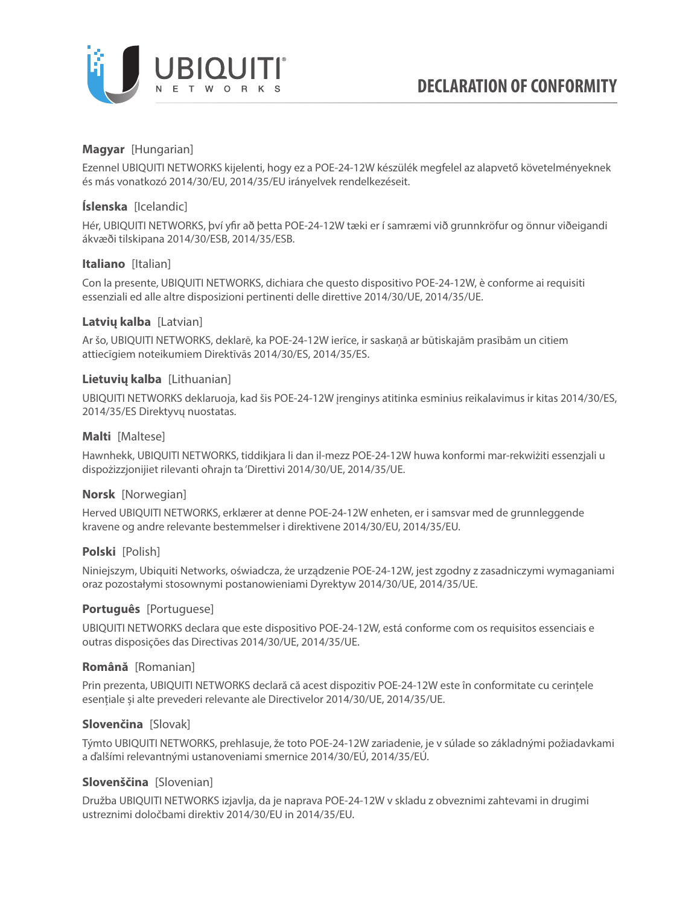# DECLARATION OF CONFORMITY

**Magyar** [Hungarian]

Ezennel UBIQUITI NETWORKS kijelenti, hogy ez a POE-24-12W készülék megfelel az alapvető követelményeknek és más vonatkozó 2014/30/EU, 2014/35/EU irányelvek rendelkezéseit.

**Íslenska** [Icelandic]

Hér, UBIQUITI NETWORKS, því yfir að þetta POE-24-12W tæki er í samræmi við grunnkröfur og önnur viðeigandi ákvæði tilskipana 2014/30/ESB, 2014/35/ESB.

**Italiano** [Italian]

Con la presente, UBIQUITI NETWORKS, dichiara che questo dispositivo POE-24-12W, è conforme ai requisiti essenziali ed alle altre disposizioni pertinenti delle direttive 2014/30/UE, 2014/35/UE.

**Latvių kalba** [Latvian]

Ar šo, UBIQUITI NETWORKS, deklarē, ka POE-24-12W ierīce, ir saskaņā ar būtiskajām prasībām un citiem attiecīgiem noteikumiem Direktīvās 2014/30/ES, 2014/35/ES.

**Lietuvių kalba** [Lithuanian]

UBIQUITI NETWORKS deklaruoja, kad šis POE-24-12W įrenginys atitinka esminius reikalavimus ir kitas 2014/30/ES, 2014/35/ES Direktyvų nuostatas.

**Malti** [Maltese]

Hawnhekk, UBIQUITI NETWORKS, tiddikjara li dan il-mezz POE-24-12W huwa konformi mar-rekwiżiti essenzjali u dispożizzjonijiet rilevanti oħrajn ta 'Direttivi 2014/30/UE, 2014/35/UE.

**Norsk** [Norwegian]

Herved UBIQUITI NETWORKS, erklærer at denne POE-24-12W enheten, er i samsvar med de grunnleggende kravene og andre relevante bestemmelser i direktivene 2014/30/EU, 2014/35/EU.

**Polski** [Polish]

Niniejszym, Ubiquiti Networks, oświadcza, że urządzenie POE-24-12W, jest zgodny z zasadniczymi wymaganiami oraz pozostałymi stosownymi postanowieniami Dyrektyw 2014/30/UE, 2014/35/UE.

**Português** [Portuguese]

UBIQUITI NETWORKS declara que este dispositivo POE-24-12W, está conforme com os requisitos essenciais e outras disposições das Directivas 2014/30/UE, 2014/35/UE.

**Română** [Romanian]

Prin prezenta, UBIQUITI NETWORKS declară că acest dispozitiv POE-24-12W este în conformitate cu cerințele esențiale și alte prevederi relevante ale Directivelor 2014/30/UE, 2014/35/UE.

**Slovenčina** [Slovak]

Týmto UBIQUITI NETWORKS, prehlasuje, že toto POE-24-12W zariadenie, je v súlade so základnými požiadavkami a ďalšími relevantnými ustanoveniami smernice 2014/30/EÚ, 2014/35/EÚ.

**Slovenščina** [Slovenian]

Družba UBIQUITI NETWORKS izjavlja, da je naprava POE-24-12W v skladu z obveznimi zahtevami in drugimi ustreznimi določbami direktiv 2014/30/EU in 2014/35/EU.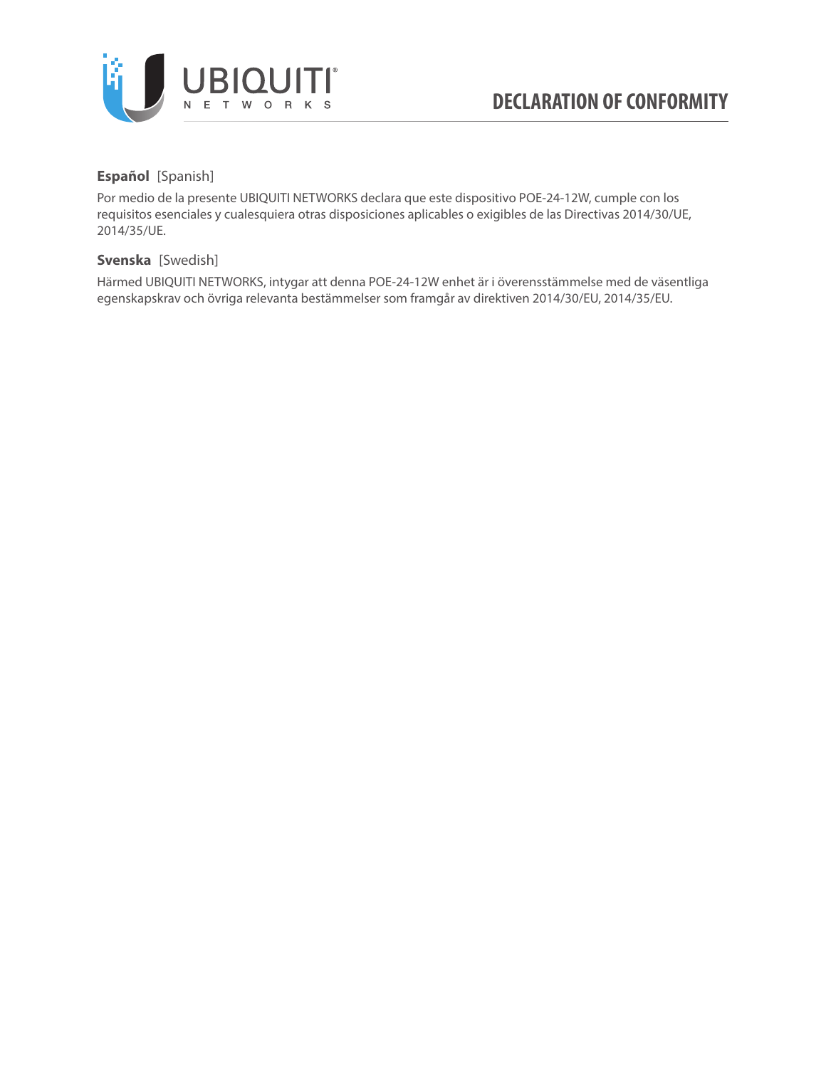**Español** [Spanish]

Por medio de la presente UBIQUITI NETWORKS declara que este dispositivo POE-24-12W, cumple con los requisitos esenciales y cualesquiera otras disposiciones aplicables o exigibles de las Directivas 2014/30/UE, 2014/35/UE.

**Svenska** [Swedish]

Härmed UBIQUITI NETWORKS, intygar att denna POE-24-12W enhet är i överensstämmelse med de väsentliga egenskapskrav och övriga relevanta bestämmelser som framgår av direktiven 2014/30/EU, 2014/35/EU.